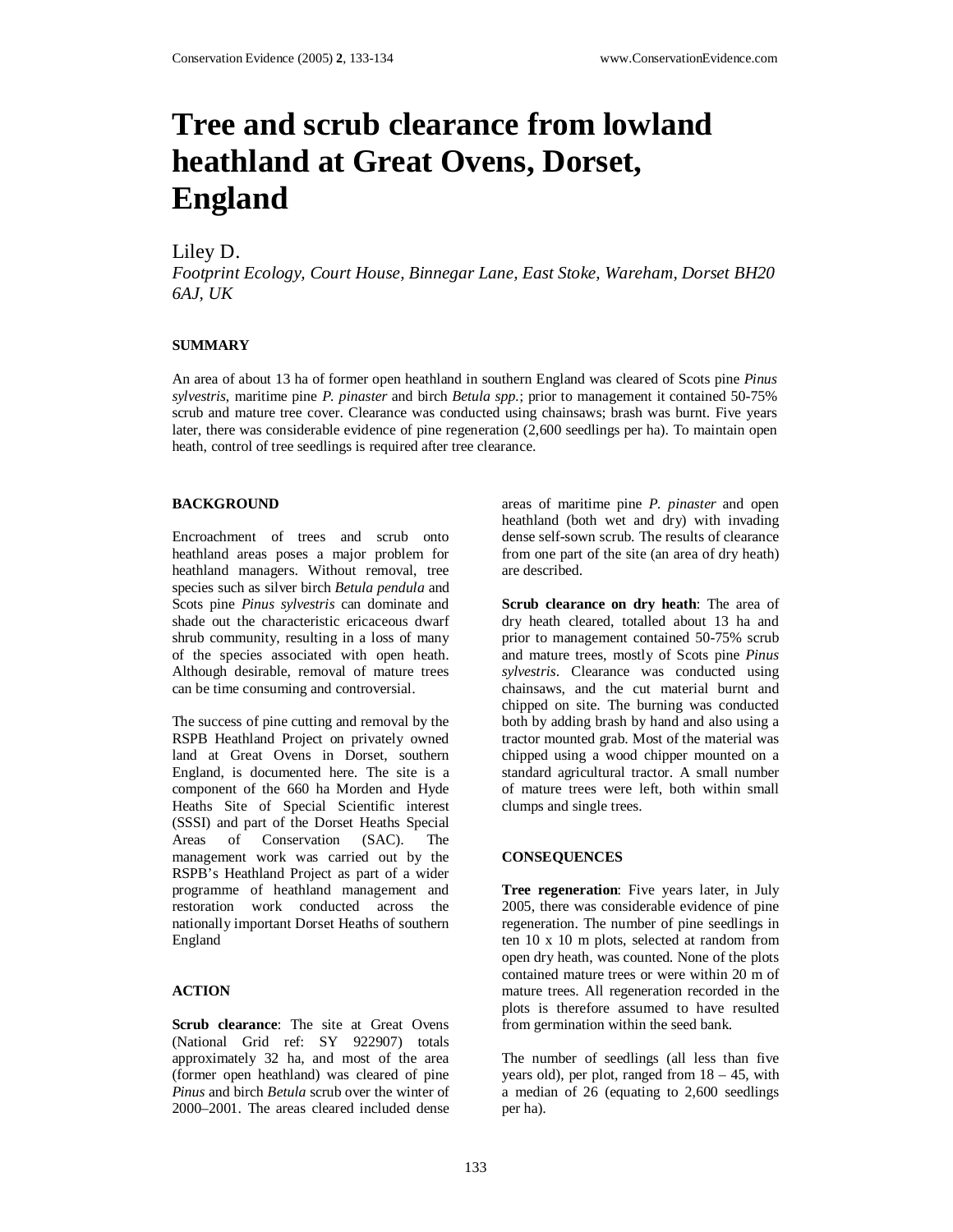# Tree and scrub clearance from lowland heathland at Great Ovens, Dorset, England

Liley D.

*Footprint Ecology, Court House, Binnegar Lane, East Stoke, Wareham, Dorset BH20 6AJ, UK*

## SUMMARY

An area of about 13 ha of former open heathland in southern England was cleared of Scots pine *Pinus sylvestris*, maritime pine *P. pinaster* and birch *Betula spp.*; prior to management it contained 50-75% scrub and mature tree cover. Clearance was conducted using chainsaws; brash was burnt. Five years later, there was considerable evidence of pine regeneration (2,600 seedlings per ha). To maintain open heath, control of tree seedlings is required after tree clearance.

## BACKGROUND

Encroachment of trees and scrub onto heathland areas poses a major problem for heathland managers. Without removal, tree species such as silver birch *Betula pendula* and Scots pine *Pinus sylvestris* can dominate and shade out the characteristic ericaceous dwarf shrub community, resulting in a loss of many of the species associated with open heath. Although desirable, removal of mature trees can be time consuming and controversial.

The success of pine cutting and removal by the RSPB Heathland Project on privately owned land at Great Ovens in Dorset, southern England, is documented here. The site is a component of the 660 ha Morden and Hyde Heaths Site of Special Scientific interest (SSSI) and part of the Dorset Heaths Special Areas of Conservation (SAC). The management work was carried out by the RSPB's Heathland Project as part of a wider programme of heathland management and restoration work conducted across the nationally important Dorset Heaths of southern England

## ACTION

**Scrub clearance**: The site at Great Ovens (National Grid ref: SY 922907) totals approximately 32 ha, and most of the area (former open heathland) was cleared of pine *Pinus* and birch *Betula* scrub over the winter of 2000–2001. The areas cleared included dense areas of maritime pine *P. pinaster* and open heathland (both wet and dry) with invading dense self-sown scrub. The results of clearance from one part of the site (an area of dry heath) are described.

**Scrub clearance on dry heath**: The area of dry heath cleared, totalled about 13 ha and prior to management contained 50-75% scrub and mature trees, mostly of Scots pine *Pinus sylvestris*. Clearance was conducted using chainsaws, and the cut material burnt and chipped on site. The burning was conducted both by adding brash by hand and also using a tractor mounted grab. Most of the material was chipped using a wood chipper mounted on a standard agricultural tractor. A small number of mature trees were left, both within small clumps and single trees.

## CONSEQUENCES

**Tree regeneration**: Five years later, in July 2005, there was considerable evidence of pine regeneration. The number of pine seedlings in ten 10 x 10 m plots, selected at random from open dry heath, was counted. None of the plots contained mature trees or were within 20 m of mature trees. All regeneration recorded in the plots is therefore assumed to have resulted from germination within the seed bank.

The number of seedlings (all less than five years old), per plot, ranged from 18 – 45, with a median of 26 (equating to 2,600 seedlings per ha).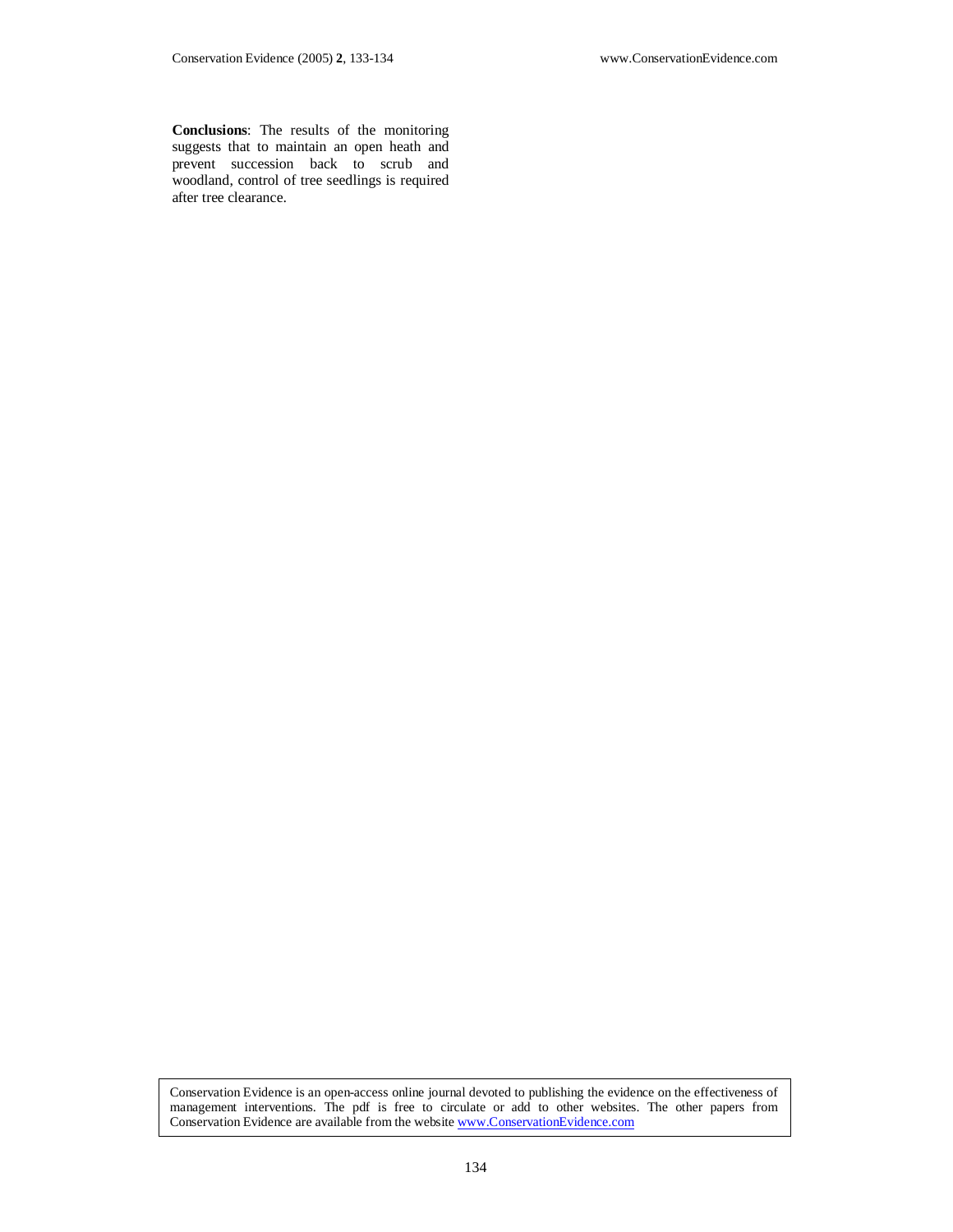**Conclusions**: The results of the monitoring suggests that to maintain an open heath and prevent succession back to scrub and woodland, control of tree seedlings is required after tree clearance.

Conservation Evidence is an open-access online journal devoted to publishing the evidence on the effectiveness of management interventions. The pdf is free to circulate or add to other websites. The other papers from Conservation Evidence are available from the website www.ConservationEvidence.com